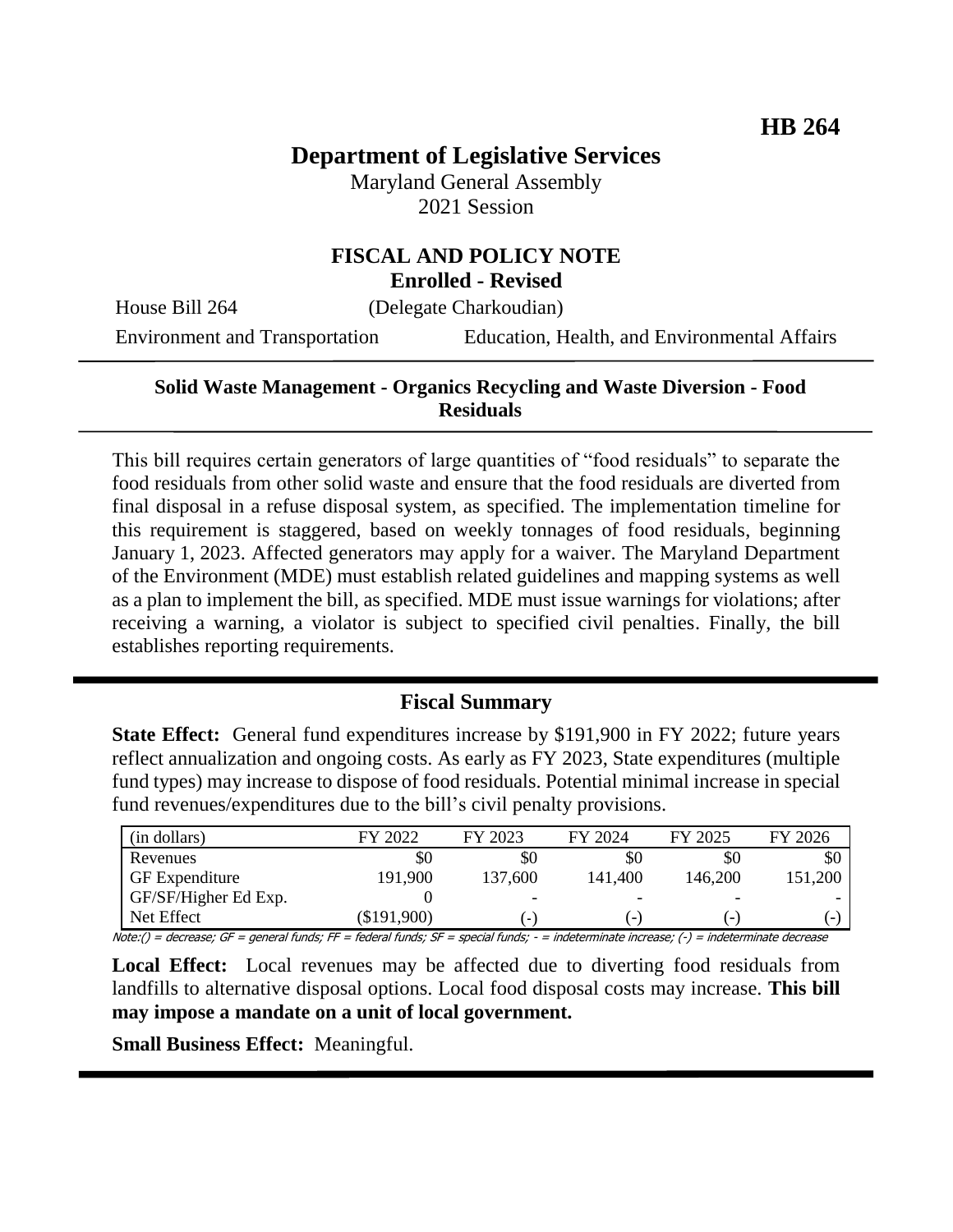**HB 264**

# Department of Legislative Services

Maryland General Assembly
2021 Session

## FISCAL AND POLICY NOTE
**Enrolled - Revised**

House Bill 264 (Delegate Charkoudian)

Environment and Transportation — Education, Health, and Environmental Affairs

---

**Solid Waste Management - Organics Recycling and Waste Diversion - Food Residuals**

---

This bill requires certain generators of large quantities of "food residuals" to separate the food residuals from other solid waste and ensure that the food residuals are diverted from final disposal in a refuse disposal system, as specified. The implementation timeline for this requirement is staggered, based on weekly tonnages of food residuals, beginning January 1, 2023. Affected generators may apply for a waiver. The Maryland Department of the Environment (MDE) must establish related guidelines and mapping systems as well as a plan to implement the bill, as specified. MDE must issue warnings for violations; after receiving a warning, a violator is subject to specified civil penalties. Finally, the bill establishes reporting requirements.

---

## Fiscal Summary

**State Effect:** General fund expenditures increase by $191,900 in FY 2022; future years reflect annualization and ongoing costs. As early as FY 2023, State expenditures (multiple fund types) may increase to dispose of food residuals. Potential minimal increase in special fund revenues/expenditures due to the bill's civil penalty provisions.

| (in dollars) | FY 2022 | FY 2023 | FY 2024 | FY 2025 | FY 2026 |
|---|---|---|---|---|---|
| Revenues | $0 | $0 | $0 | $0 | $0 |
| GF Expenditure | 191,900 | 137,600 | 141,400 | 146,200 | 151,200 |
| GF/SF/Higher Ed Exp. | 0 | - | - | - | - |
| Net Effect | ($191,900) | (-) | (-) | (-) | (-) |

*Note:() = decrease; GF = general funds; FF = federal funds; SF = special funds; - = indeterminate increase; (-) = indeterminate decrease*

**Local Effect:** Local revenues may be affected due to diverting food residuals from landfills to alternative disposal options. Local food disposal costs may increase. **This bill may impose a mandate on a unit of local government.**

**Small Business Effect:** Meaningful.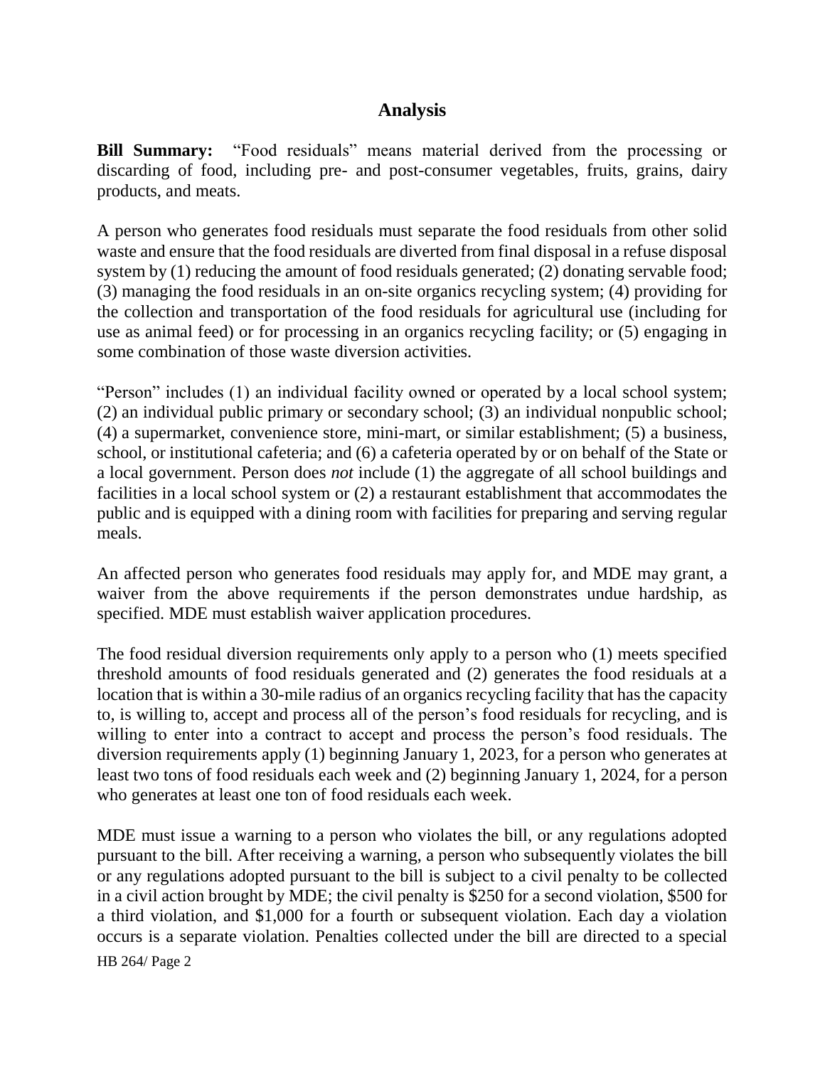## Analysis

**Bill Summary:** "Food residuals" means material derived from the processing or discarding of food, including pre- and post-consumer vegetables, fruits, grains, dairy products, and meats.

A person who generates food residuals must separate the food residuals from other solid waste and ensure that the food residuals are diverted from final disposal in a refuse disposal system by (1) reducing the amount of food residuals generated; (2) donating servable food; (3) managing the food residuals in an on-site organics recycling system; (4) providing for the collection and transportation of the food residuals for agricultural use (including for use as animal feed) or for processing in an organics recycling facility; or (5) engaging in some combination of those waste diversion activities.

"Person" includes (1) an individual facility owned or operated by a local school system; (2) an individual public primary or secondary school; (3) an individual nonpublic school; (4) a supermarket, convenience store, mini-mart, or similar establishment; (5) a business, school, or institutional cafeteria; and (6) a cafeteria operated by or on behalf of the State or a local government. Person does *not* include (1) the aggregate of all school buildings and facilities in a local school system or (2) a restaurant establishment that accommodates the public and is equipped with a dining room with facilities for preparing and serving regular meals.

An affected person who generates food residuals may apply for, and MDE may grant, a waiver from the above requirements if the person demonstrates undue hardship, as specified. MDE must establish waiver application procedures.

The food residual diversion requirements only apply to a person who (1) meets specified threshold amounts of food residuals generated and (2) generates the food residuals at a location that is within a 30-mile radius of an organics recycling facility that has the capacity to, is willing to, accept and process all of the person's food residuals for recycling, and is willing to enter into a contract to accept and process the person's food residuals. The diversion requirements apply (1) beginning January 1, 2023, for a person who generates at least two tons of food residuals each week and (2) beginning January 1, 2024, for a person who generates at least one ton of food residuals each week.

MDE must issue a warning to a person who violates the bill, or any regulations adopted pursuant to the bill. After receiving a warning, a person who subsequently violates the bill or any regulations adopted pursuant to the bill is subject to a civil penalty to be collected in a civil action brought by MDE; the civil penalty is $250 for a second violation, $500 for a third violation, and $1,000 for a fourth or subsequent violation. Each day a violation occurs is a separate violation. Penalties collected under the bill are directed to a special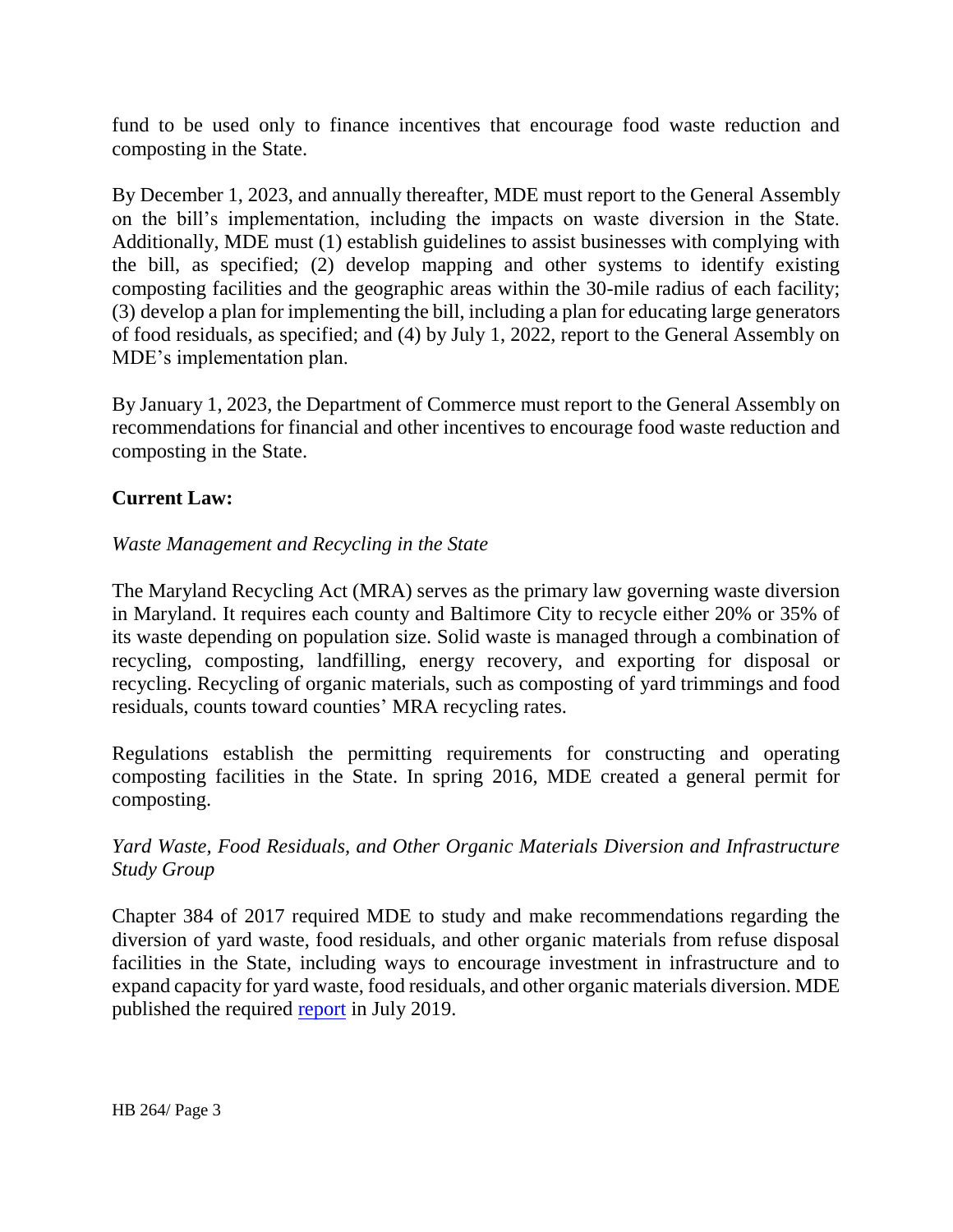fund to be used only to finance incentives that encourage food waste reduction and composting in the State.

By December 1, 2023, and annually thereafter, MDE must report to the General Assembly on the bill's implementation, including the impacts on waste diversion in the State. Additionally, MDE must (1) establish guidelines to assist businesses with complying with the bill, as specified; (2) develop mapping and other systems to identify existing composting facilities and the geographic areas within the 30-mile radius of each facility; (3) develop a plan for implementing the bill, including a plan for educating large generators of food residuals, as specified; and (4) by July 1, 2022, report to the General Assembly on MDE's implementation plan.

By January 1, 2023, the Department of Commerce must report to the General Assembly on recommendations for financial and other incentives to encourage food waste reduction and composting in the State.

**Current Law:**

*Waste Management and Recycling in the State*

The Maryland Recycling Act (MRA) serves as the primary law governing waste diversion in Maryland. It requires each county and Baltimore City to recycle either 20% or 35% of its waste depending on population size. Solid waste is managed through a combination of recycling, composting, landfilling, energy recovery, and exporting for disposal or recycling. Recycling of organic materials, such as composting of yard trimmings and food residuals, counts toward counties' MRA recycling rates.

Regulations establish the permitting requirements for constructing and operating composting facilities in the State. In spring 2016, MDE created a general permit for composting.

*Yard Waste, Food Residuals, and Other Organic Materials Diversion and Infrastructure Study Group*

Chapter 384 of 2017 required MDE to study and make recommendations regarding the diversion of yard waste, food residuals, and other organic materials from refuse disposal facilities in the State, including ways to encourage investment in infrastructure and to expand capacity for yard waste, food residuals, and other organic materials diversion. MDE published the required report in July 2019.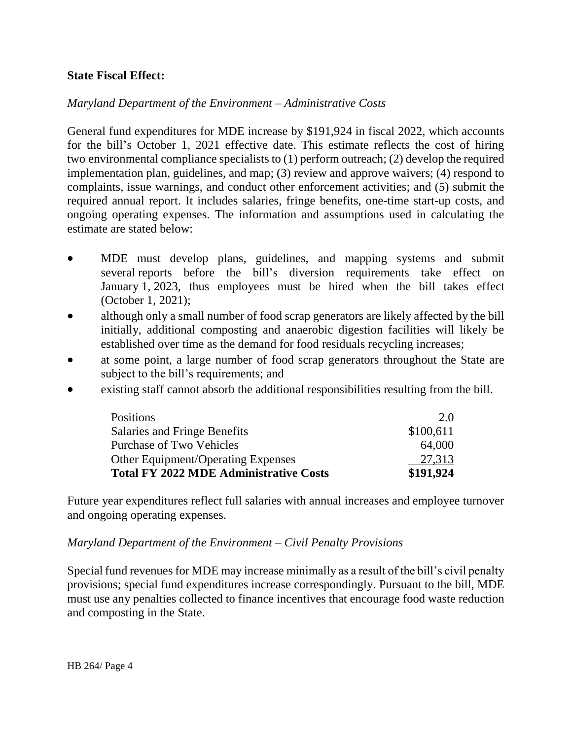**State Fiscal Effect:**

*Maryland Department of the Environment – Administrative Costs*

General fund expenditures for MDE increase by $191,924 in fiscal 2022, which accounts for the bill's October 1, 2021 effective date. This estimate reflects the cost of hiring two environmental compliance specialists to (1) perform outreach; (2) develop the required implementation plan, guidelines, and map; (3) review and approve waivers; (4) respond to complaints, issue warnings, and conduct other enforcement activities; and (5) submit the required annual report. It includes salaries, fringe benefits, one-time start-up costs, and ongoing operating expenses. The information and assumptions used in calculating the estimate are stated below:

- MDE must develop plans, guidelines, and mapping systems and submit several reports before the bill's diversion requirements take effect on January 1, 2023, thus employees must be hired when the bill takes effect (October 1, 2021);
- although only a small number of food scrap generators are likely affected by the bill initially, additional composting and anaerobic digestion facilities will likely be established over time as the demand for food residuals recycling increases;
- at some point, a large number of food scrap generators throughout the State are subject to the bill's requirements; and
- existing staff cannot absorb the additional responsibilities resulting from the bill.

| | |
|---|---|
| Positions | 2.0 |
| Salaries and Fringe Benefits | $100,611 |
| Purchase of Two Vehicles | 64,000 |
| Other Equipment/Operating Expenses | 27,313 |
| **Total FY 2022 MDE Administrative Costs** | **$191,924** |

Future year expenditures reflect full salaries with annual increases and employee turnover and ongoing operating expenses.

*Maryland Department of the Environment – Civil Penalty Provisions*

Special fund revenues for MDE may increase minimally as a result of the bill's civil penalty provisions; special fund expenditures increase correspondingly. Pursuant to the bill, MDE must use any penalties collected to finance incentives that encourage food waste reduction and composting in the State.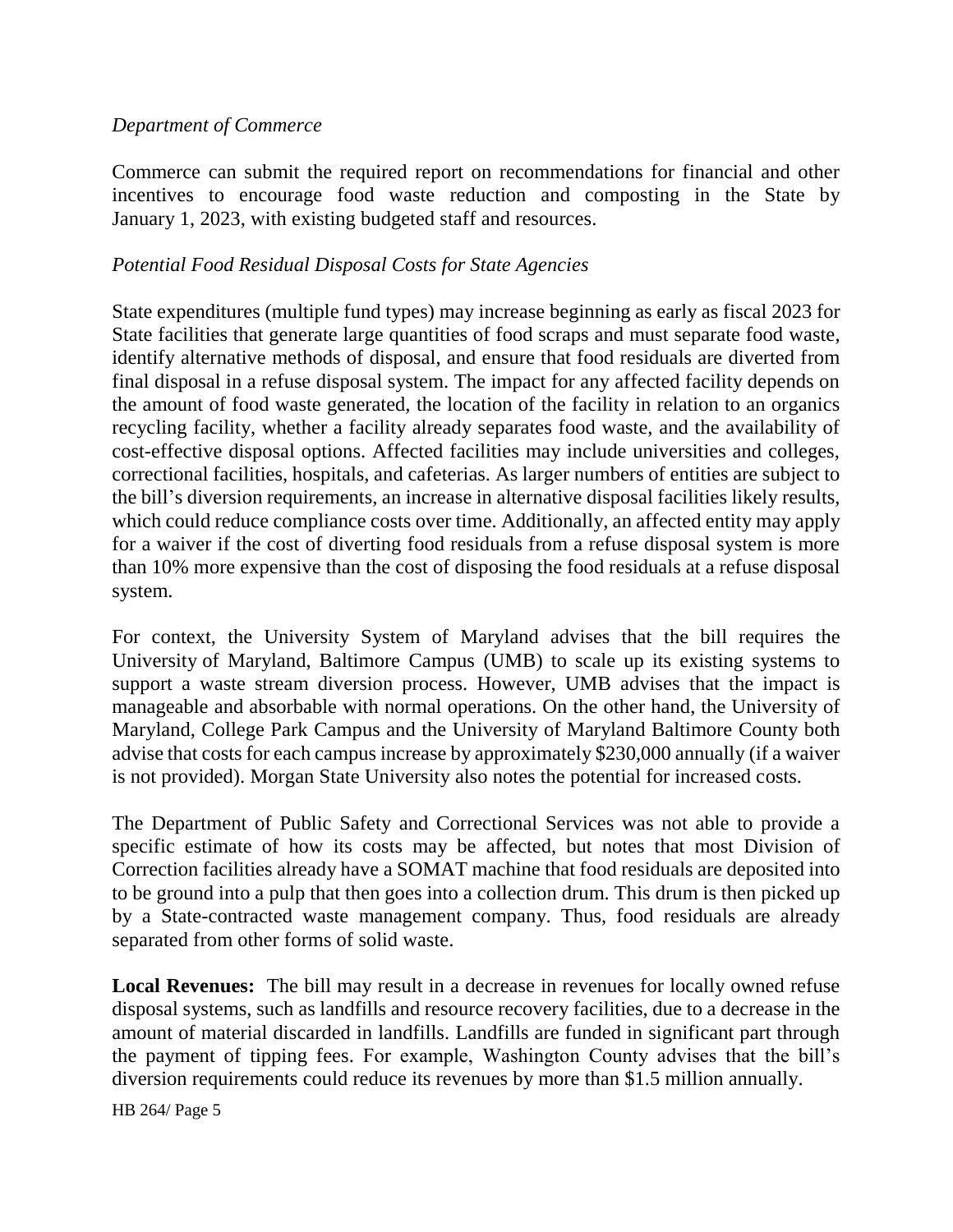*Department of Commerce*

Commerce can submit the required report on recommendations for financial and other incentives to encourage food waste reduction and composting in the State by January 1, 2023, with existing budgeted staff and resources.

*Potential Food Residual Disposal Costs for State Agencies*

State expenditures (multiple fund types) may increase beginning as early as fiscal 2023 for State facilities that generate large quantities of food scraps and must separate food waste, identify alternative methods of disposal, and ensure that food residuals are diverted from final disposal in a refuse disposal system. The impact for any affected facility depends on the amount of food waste generated, the location of the facility in relation to an organics recycling facility, whether a facility already separates food waste, and the availability of cost-effective disposal options. Affected facilities may include universities and colleges, correctional facilities, hospitals, and cafeterias. As larger numbers of entities are subject to the bill's diversion requirements, an increase in alternative disposal facilities likely results, which could reduce compliance costs over time. Additionally, an affected entity may apply for a waiver if the cost of diverting food residuals from a refuse disposal system is more than 10% more expensive than the cost of disposing the food residuals at a refuse disposal system.

For context, the University System of Maryland advises that the bill requires the University of Maryland, Baltimore Campus (UMB) to scale up its existing systems to support a waste stream diversion process. However, UMB advises that the impact is manageable and absorbable with normal operations. On the other hand, the University of Maryland, College Park Campus and the University of Maryland Baltimore County both advise that costs for each campus increase by approximately $230,000 annually (if a waiver is not provided). Morgan State University also notes the potential for increased costs.

The Department of Public Safety and Correctional Services was not able to provide a specific estimate of how its costs may be affected, but notes that most Division of Correction facilities already have a SOMAT machine that food residuals are deposited into to be ground into a pulp that then goes into a collection drum. This drum is then picked up by a State-contracted waste management company. Thus, food residuals are already separated from other forms of solid waste.

**Local Revenues:** The bill may result in a decrease in revenues for locally owned refuse disposal systems, such as landfills and resource recovery facilities, due to a decrease in the amount of material discarded in landfills. Landfills are funded in significant part through the payment of tipping fees. For example, Washington County advises that the bill's diversion requirements could reduce its revenues by more than $1.5 million annually.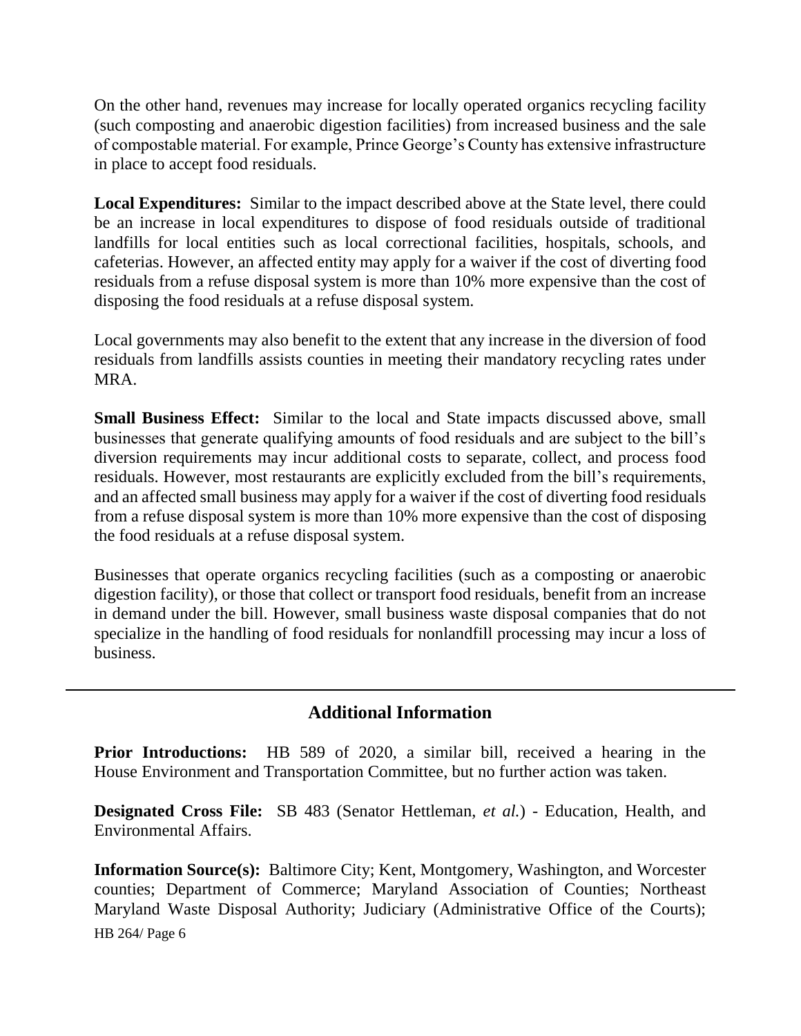On the other hand, revenues may increase for locally operated organics recycling facility (such composting and anaerobic digestion facilities) from increased business and the sale of compostable material. For example, Prince George's County has extensive infrastructure in place to accept food residuals.

**Local Expenditures:** Similar to the impact described above at the State level, there could be an increase in local expenditures to dispose of food residuals outside of traditional landfills for local entities such as local correctional facilities, hospitals, schools, and cafeterias. However, an affected entity may apply for a waiver if the cost of diverting food residuals from a refuse disposal system is more than 10% more expensive than the cost of disposing the food residuals at a refuse disposal system.

Local governments may also benefit to the extent that any increase in the diversion of food residuals from landfills assists counties in meeting their mandatory recycling rates under MRA.

**Small Business Effect:** Similar to the local and State impacts discussed above, small businesses that generate qualifying amounts of food residuals and are subject to the bill's diversion requirements may incur additional costs to separate, collect, and process food residuals. However, most restaurants are explicitly excluded from the bill's requirements, and an affected small business may apply for a waiver if the cost of diverting food residuals from a refuse disposal system is more than 10% more expensive than the cost of disposing the food residuals at a refuse disposal system.

Businesses that operate organics recycling facilities (such as a composting or anaerobic digestion facility), or those that collect or transport food residuals, benefit from an increase in demand under the bill. However, small business waste disposal companies that do not specialize in the handling of food residuals for nonlandfill processing may incur a loss of business.

## Additional Information

**Prior Introductions:** HB 589 of 2020, a similar bill, received a hearing in the House Environment and Transportation Committee, but no further action was taken.

**Designated Cross File:** SB 483 (Senator Hettleman, *et al.*) - Education, Health, and Environmental Affairs.

**Information Source(s):** Baltimore City; Kent, Montgomery, Washington, and Worcester counties; Department of Commerce; Maryland Association of Counties; Northeast Maryland Waste Disposal Authority; Judiciary (Administrative Office of the Courts);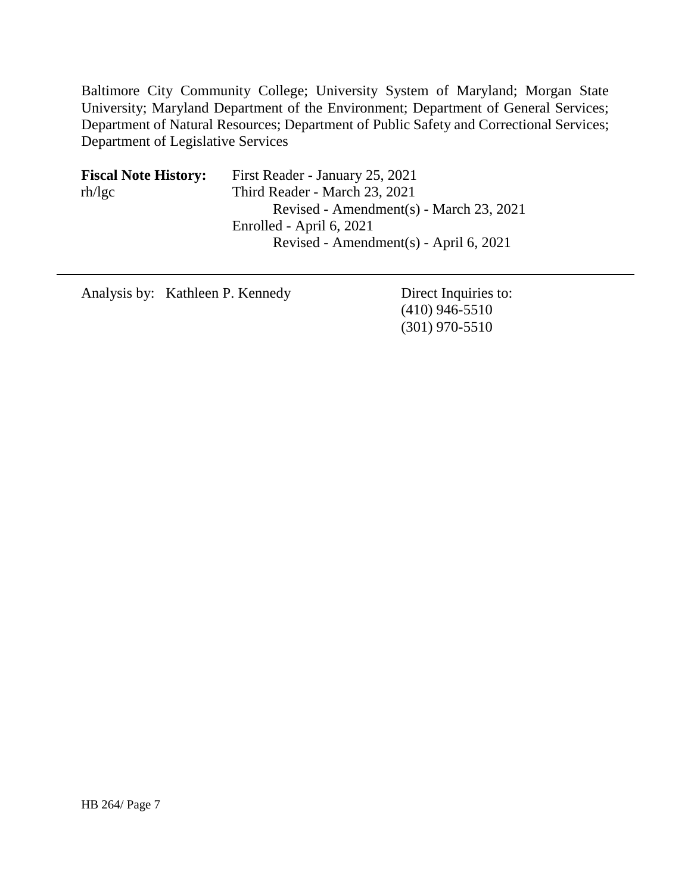Baltimore City Community College; University System of Maryland; Morgan State University; Maryland Department of the Environment; Department of General Services; Department of Natural Resources; Department of Public Safety and Correctional Services; Department of Legislative Services

| | |
|---|---|
| **Fiscal Note History:** | First Reader - January 25, 2021 |
| rh/lgc | Third Reader - March 23, 2021 |
| | Revised - Amendment(s) - March 23, 2021 |
| | Enrolled - April 6, 2021 |
| | Revised - Amendment(s) - April 6, 2021 |

---

Analysis by: Kathleen P. Kennedy

Direct Inquiries to:
(410) 946-5510
(301) 970-5510